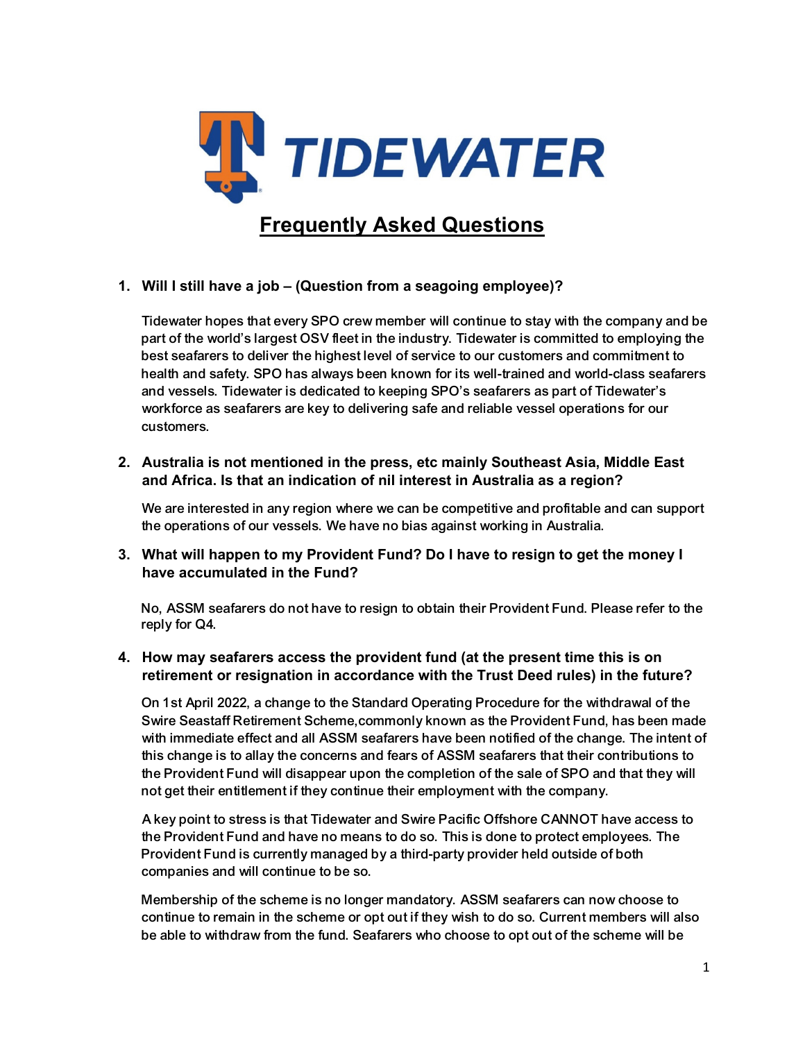TIDEWATER

# Frequently Asked Questions

1. **Will I still have a job – (Question from a seagoing employee)?**

   Tidewater hopes that every SPO crew member will continue to stay with the company and be part of the world's largest OSV fleet in the industry. Tidewater is committed to employing the best seafarers to deliver the highest level of service to our customers and commitment to health and safety. SPO has always been known for its well-trained and world-class seafarers and vessels. Tidewater is dedicated to keeping SPO's seafarers as part of Tidewater's workforce as seafarers are key to delivering safe and reliable vessel operations for our customers.

2. **Australia is not mentioned in the press, etc mainly Southeast Asia, Middle East and Africa. Is that an indication of nil interest in Australia as a region?**

   We are interested in any region where we can be competitive and profitable and can support the operations of our vessels. We have no bias against working in Australia.

3. **What will happen to my Provident Fund? Do I have to resign to get the money I have accumulated in the Fund?**

   No, ASSM seafarers do not have to resign to obtain their Provident Fund. Please refer to the reply for Q4.

4. **How may seafarers access the provident fund (at the present time this is on retirement or resignation in accordance with the Trust Deed rules) in the future?**

   On 1st April 2022, a change to the Standard Operating Procedure for the withdrawal of the Swire Seastaff Retirement Scheme,commonly known as the Provident Fund, has been made with immediate effect and all ASSM seafarers have been notified of the change. The intent of this change is to allay the concerns and fears of ASSM seafarers that their contributions to the Provident Fund will disappear upon the completion of the sale of SPO and that they will not get their entitlement if they continue their employment with the company.

   A key point to stress is that Tidewater and Swire Pacific Offshore CANNOT have access to the Provident Fund and have no means to do so. This is done to protect employees. The Provident Fund is currently managed by a third-party provider held outside of both companies and will continue to be so.

   Membership of the scheme is no longer mandatory. ASSM seafarers can now choose to continue to remain in the scheme or opt out if they wish to do so. Current members will also be able to withdraw from the fund. Seafarers who choose to opt out of the scheme will be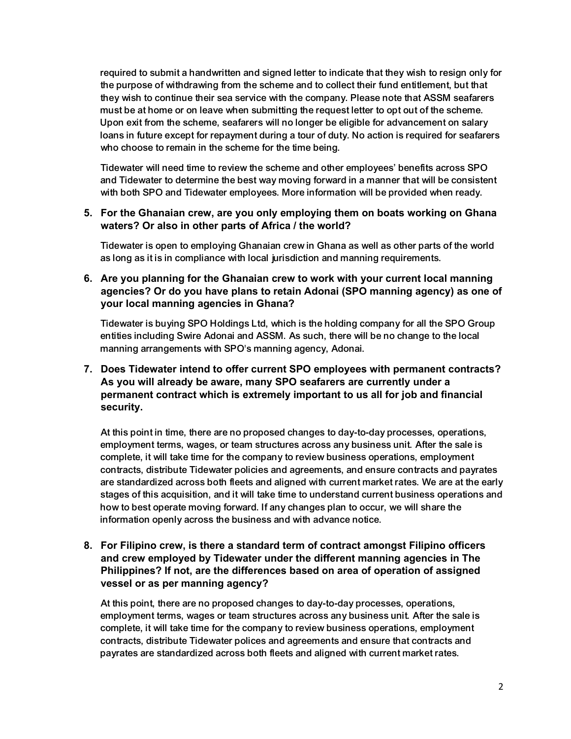required to submit a handwritten and signed letter to indicate that they wish to resign only for the purpose of withdrawing from the scheme and to collect their fund entitlement, but that they wish to continue their sea service with the company. Please note that ASSM seafarers must be at home or on leave when submitting the request letter to opt out of the scheme. Upon exit from the scheme, seafarers will no longer be eligible for advancement on salary loans in future except for repayment during a tour of duty. No action is required for seafarers who choose to remain in the scheme for the time being.

Tidewater will need time to review the scheme and other employees' benefits across SPO and Tidewater to determine the best way moving forward in a manner that will be consistent with both SPO and Tidewater employees. More information will be provided when ready.

5. **For the Ghanaian crew, are you only employing them on boats working on Ghana waters? Or also in other parts of Africa / the world?**

   Tidewater is open to employing Ghanaian crew in Ghana as well as other parts of the world as long as it is in compliance with local jurisdiction and manning requirements.

6. **Are you planning for the Ghanaian crew to work with your current local manning agencies? Or do you have plans to retain Adonai (SPO manning agency) as one of your local manning agencies in Ghana?**

   Tidewater is buying SPO Holdings Ltd, which is the holding company for all the SPO Group entities including Swire Adonai and ASSM. As such, there will be no change to the local manning arrangements with SPO's manning agency, Adonai.

7. **Does Tidewater intend to offer current SPO employees with permanent contracts? As you will already be aware, many SPO seafarers are currently under a permanent contract which is extremely important to us all for job and financial security.**

   At this point in time, there are no proposed changes to day-to-day processes, operations, employment terms, wages, or team structures across any business unit. After the sale is complete, it will take time for the company to review business operations, employment contracts, distribute Tidewater policies and agreements, and ensure contracts and payrates are standardized across both fleets and aligned with current market rates. We are at the early stages of this acquisition, and it will take time to understand current business operations and how to best operate moving forward. If any changes plan to occur, we will share the information openly across the business and with advance notice.

8. **For Filipino crew, is there a standard term of contract amongst Filipino officers and crew employed by Tidewater under the different manning agencies in The Philippines? If not, are the differences based on area of operation of assigned vessel or as per manning agency?**

   At this point, there are no proposed changes to day-to-day processes, operations, employment terms, wages or team structures across any business unit. After the sale is complete, it will take time for the company to review business operations, employment contracts, distribute Tidewater polices and agreements and ensure that contracts and payrates are standardized across both fleets and aligned with current market rates.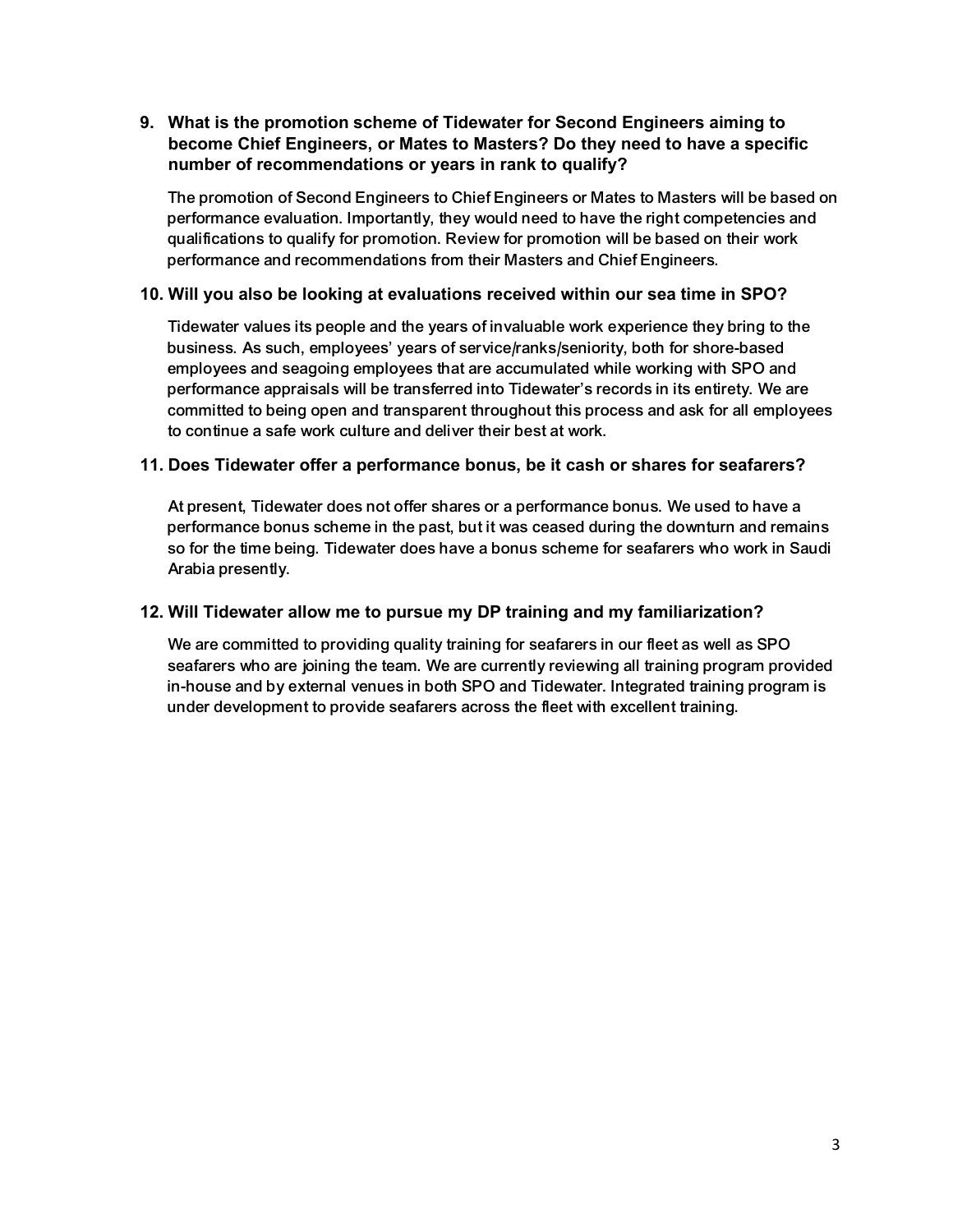9. **What is the promotion scheme of Tidewater for Second Engineers aiming to become Chief Engineers, or Mates to Masters? Do they need to have a specific number of recommendations or years in rank to qualify?**

   The promotion of Second Engineers to Chief Engineers or Mates to Masters will be based on performance evaluation. Importantly, they would need to have the right competencies and qualifications to qualify for promotion. Review for promotion will be based on their work performance and recommendations from their Masters and Chief Engineers.

10. **Will you also be looking at evaluations received within our sea time in SPO?**

    Tidewater values its people and the years of invaluable work experience they bring to the business. As such, employees' years of service/ranks/seniority, both for shore-based employees and seagoing employees that are accumulated while working with SPO and performance appraisals will be transferred into Tidewater's records in its entirety. We are committed to being open and transparent throughout this process and ask for all employees to continue a safe work culture and deliver their best at work.

11. **Does Tidewater offer a performance bonus, be it cash or shares for seafarers?**

    At present, Tidewater does not offer shares or a performance bonus. We used to have a performance bonus scheme in the past, but it was ceased during the downturn and remains so for the time being. Tidewater does have a bonus scheme for seafarers who work in Saudi Arabia presently.

12. **Will Tidewater allow me to pursue my DP training and my familiarization?**

    We are committed to providing quality training for seafarers in our fleet as well as SPO seafarers who are joining the team. We are currently reviewing all training program provided in-house and by external venues in both SPO and Tidewater. Integrated training program is under development to provide seafarers across the fleet with excellent training.